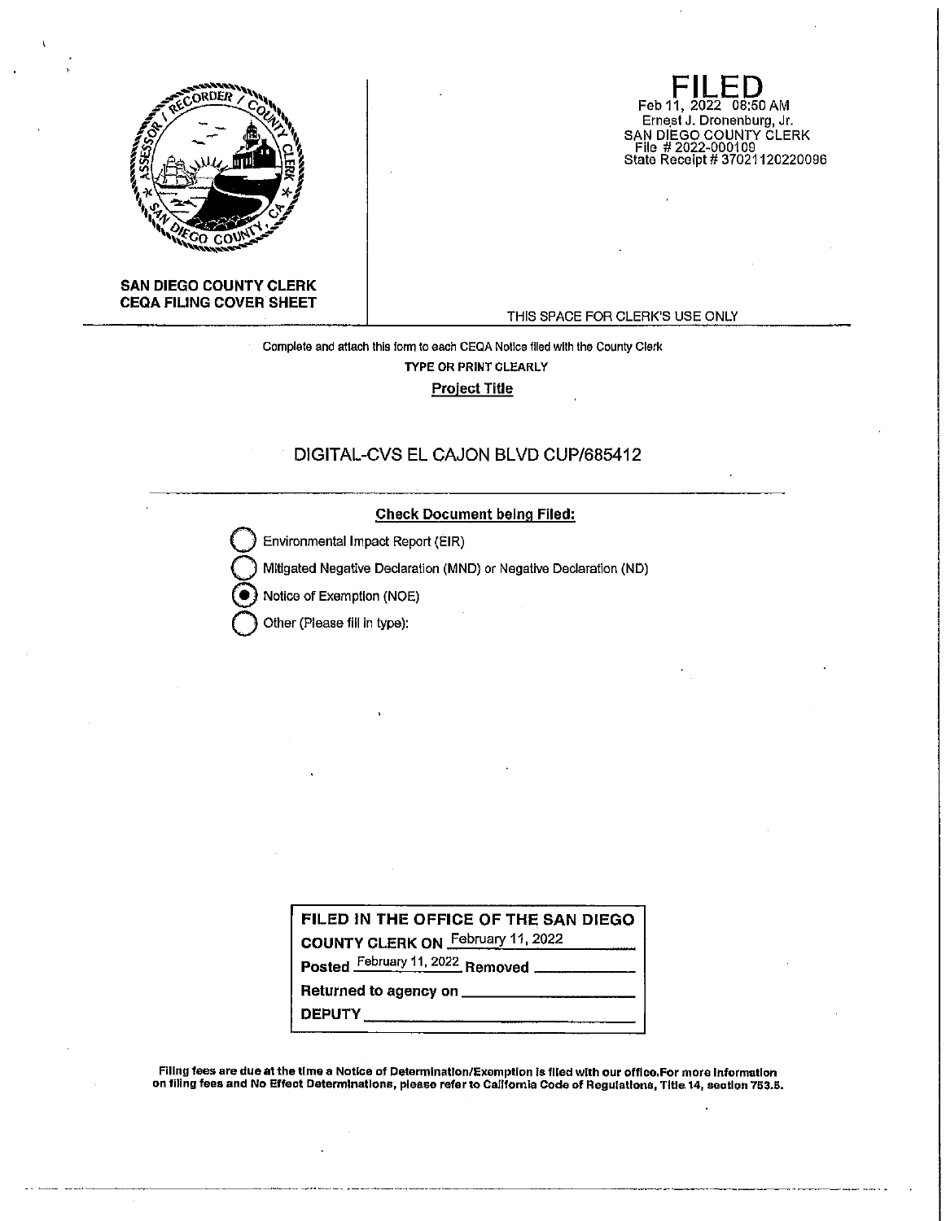**SAN DIEGO COUNTY CLERK**
**CEQA FILING COVER SHEET**

**FILED**
Feb 11, 2022 08:50 AM
Ernest J. Dronenburg, Jr.
SAN DIEGO COUNTY CLERK
File # 2022-000109
State Receipt # 37021120220096

THIS SPACE FOR CLERK'S USE ONLY

Complete and attach this form to each CEQA Notice filed with the County Clerk

TYPE OR PRINT CLEARLY

**Project Title**

DIGITAL-CVS EL CAJON BLVD CUP/685412

**Check Document being Filed:**

- ○ Environmental Impact Report (EIR)
- ○ Mitigated Negative Declaration (MND) or Negative Declaration (ND)
- ● Notice of Exemption (NOE)
- ○ Other (Please fill in type):

**FILED IN THE OFFICE OF THE SAN DIEGO COUNTY CLERK ON** February 11, 2022

**Posted** February 11, 2022 **Removed** ____________

**Returned to agency on** ____________

**DEPUTY** ____________

**Filing fees are due at the time a Notice of Determination/Exemption is filed with our office. For more information on filing fees and No Effect Determinations, please refer to California Code of Regulations, Title 14, section 753.5.**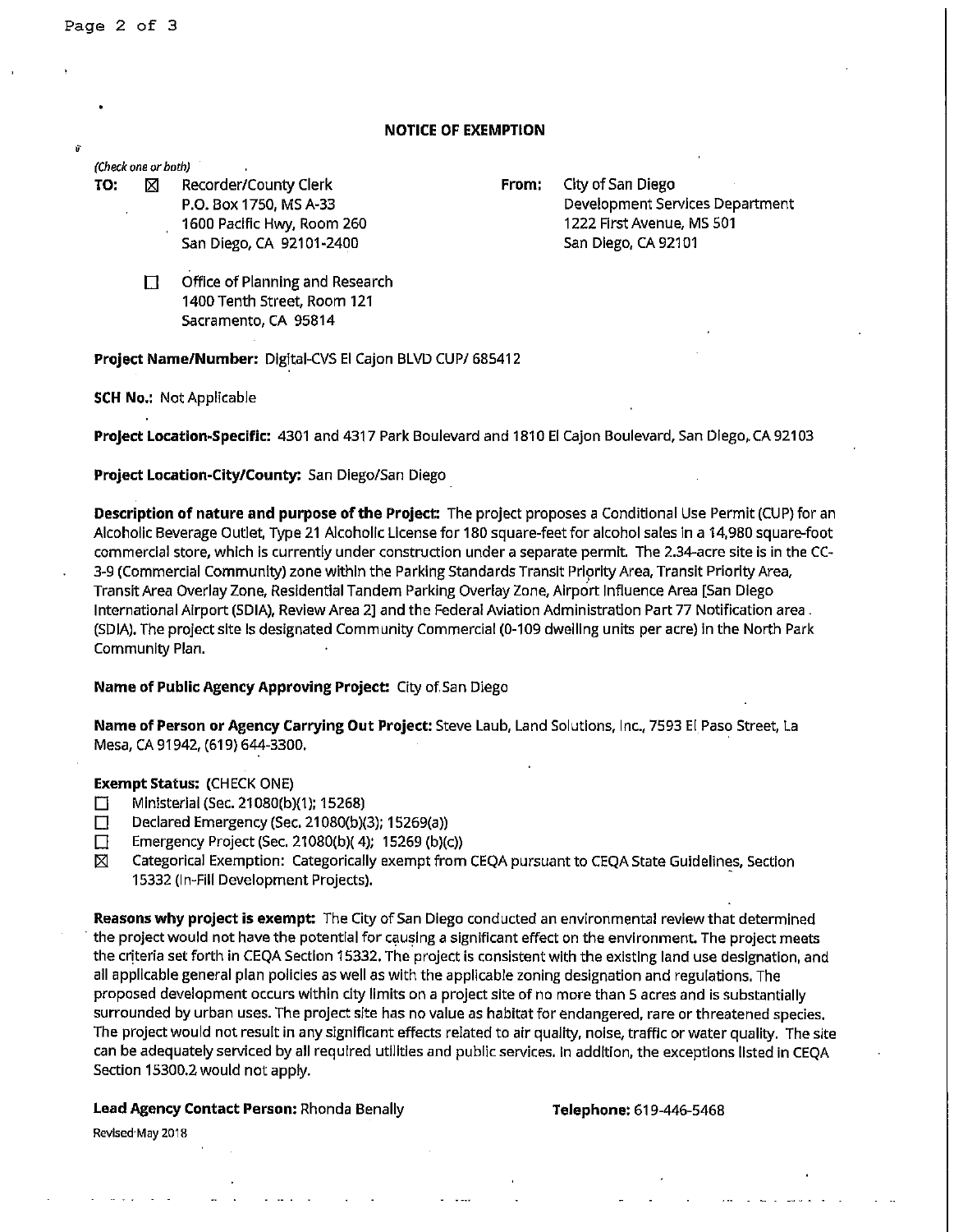# NOTICE OF EXEMPTION

*(Check one or both)*

**TO:** ☒ Recorder/County Clerk
P.O. Box 1750, MS A-33
1600 Pacific Hwy, Room 260
San Diego, CA 92101-2400

☐ Office of Planning and Research
1400 Tenth Street, Room 121
Sacramento, CA 95814

**From:** City of San Diego
Development Services Department
1222 First Avenue, MS 501
San Diego, CA 92101

**Project Name/Number:** Digital-CVS El Cajon BLVD CUP/ 685412

**SCH No.:** Not Applicable

**Project Location-Specific:** 4301 and 4317 Park Boulevard and 1810 El Cajon Boulevard, San Diego, CA 92103

**Project Location-City/County:** San Diego/San Diego

**Description of nature and purpose of the Project:** The project proposes a Conditional Use Permit (CUP) for an Alcoholic Beverage Outlet, Type 21 Alcoholic License for 180 square-feet for alcohol sales in a 14,980 square-foot commercial store, which is currently under construction under a separate permit. The 2.34-acre site is in the CC-3-9 (Commercial Community) zone within the Parking Standards Transit Priority Area, Transit Priority Area, Transit Area Overlay Zone, Residential Tandem Parking Overlay Zone, Airport Influence Area [San Diego International Airport (SDIA), Review Area 2] and the Federal Aviation Administration Part 77 Notification area (SDIA). The project site is designated Community Commercial (0-109 dwelling units per acre) in the North Park Community Plan.

**Name of Public Agency Approving Project:** City of San Diego

**Name of Person or Agency Carrying Out Project:** Steve Laub, Land Solutions, Inc., 7593 El Paso Street, La Mesa, CA 91942, (619) 644-3300.

**Exempt Status:** (CHECK ONE)

- ☐ Ministerial (Sec. 21080(b)(1); 15268)
- ☐ Declared Emergency (Sec. 21080(b)(3); 15269(a))
- ☐ Emergency Project (Sec. 21080(b)( 4); 15269 (b)(c))
- ☒ Categorical Exemption: Categorically exempt from CEQA pursuant to CEQA State Guidelines, Section 15332 (In-Fill Development Projects).

**Reasons why project is exempt:** The City of San Diego conducted an environmental review that determined the project would not have the potential for causing a significant effect on the environment. The project meets the criteria set forth in CEQA Section 15332. The project is consistent with the existing land use designation, and all applicable general plan policies as well as with the applicable zoning designation and regulations. The proposed development occurs within city limits on a project site of no more than 5 acres and is substantially surrounded by urban uses. The project site has no value as habitat for endangered, rare or threatened species. The project would not result in any significant effects related to air quality, noise, traffic or water quality. The site can be adequately serviced by all required utilities and public services. In addition, the exceptions listed in CEQA Section 15300.2 would not apply.

**Lead Agency Contact Person:** Rhonda Benally

**Telephone:** 619-446-5468

Revised May 2018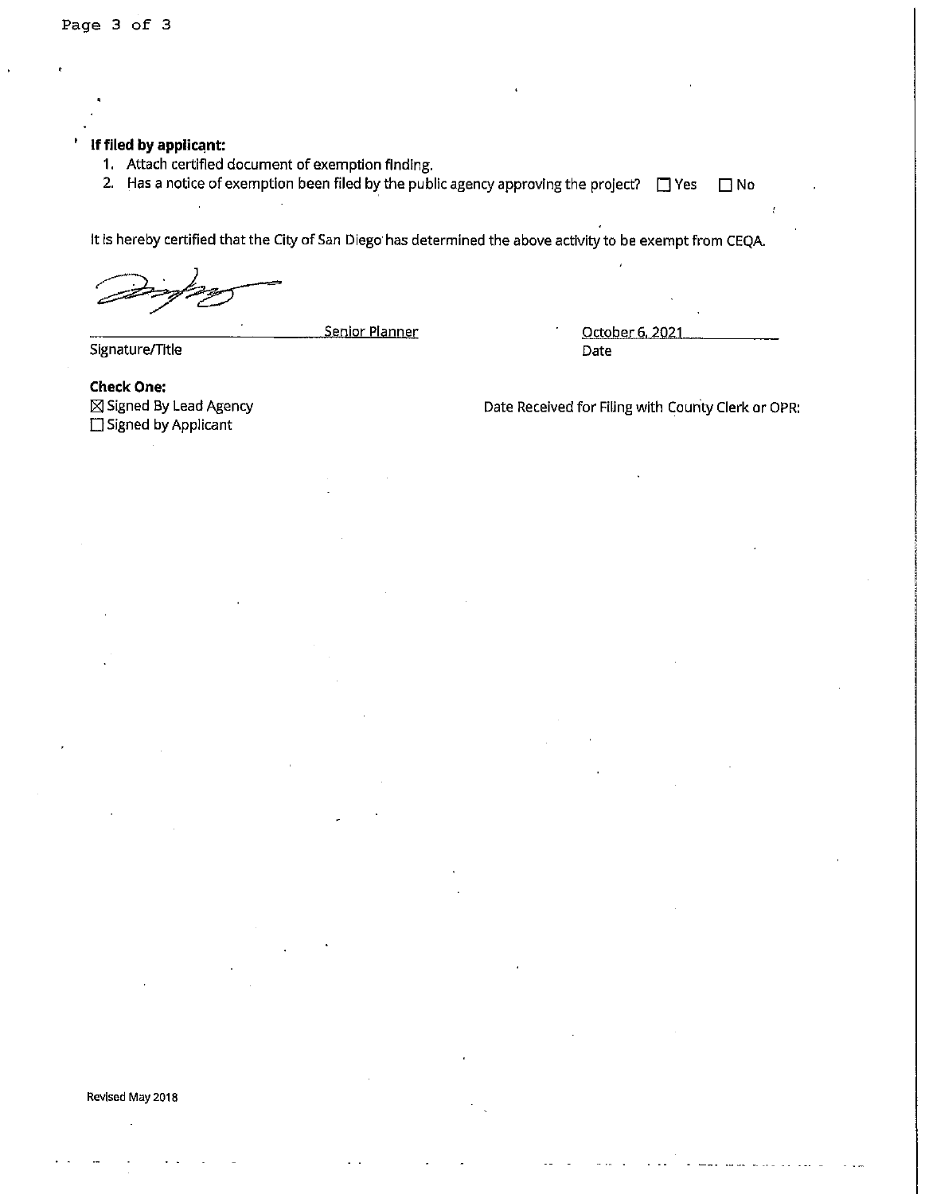**If filed by applicant:**

1. Attach certified document of exemption finding.
2. Has a notice of exemption been filed by the public agency approving the project? ☐ Yes ☐ No

It is hereby certified that the City of San Diego has determined the above activity to be exempt from CEQA.

Senior Planner
Signature/Title

October 6, 2021
Date

**Check One:**
☒ Signed By Lead Agency
☐ Signed by Applicant

Date Received for Filing with County Clerk or OPR:

Revised May 2018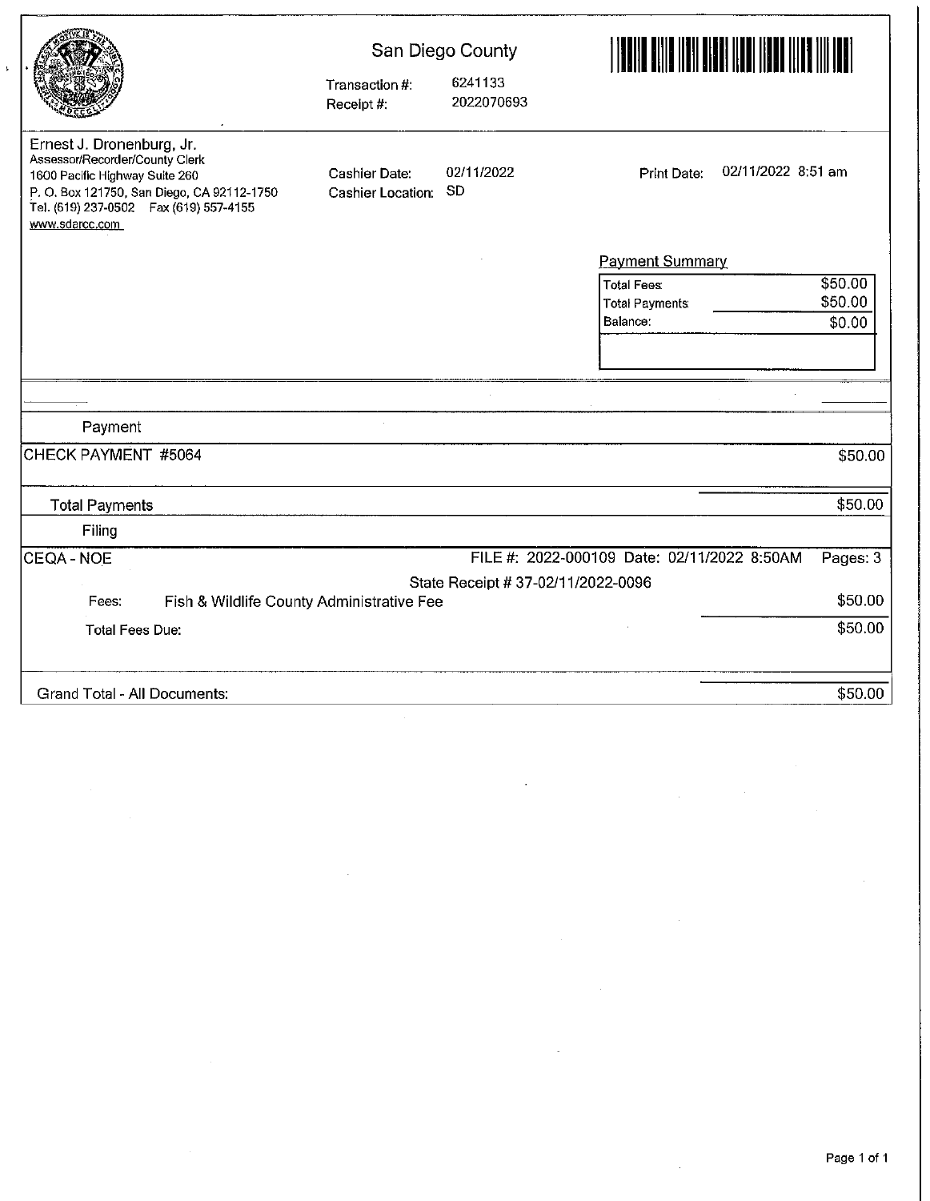San Diego County

Transaction #: 6241133
Receipt #: 2022070693

Ernest J. Dronenburg, Jr.
Assessor/Recorder/County Clerk
1600 Pacific Highway Suite 260
P. O. Box 121750, San Diego, CA 92112-1750
Tel. (619) 237-0502 Fax (619) 557-4155
www.sdarcc.com

Cashier Date: 02/11/2022
Cashier Location: SD

Print Date: 02/11/2022 8:51 am

**Payment Summary**

| | |
|---|---|
| Total Fees | $50.00 |
| Total Payments | $50.00 |
| Balance: | $0.00 |

**Payment**

| | |
|---|---|
| CHECK PAYMENT #5064 | $50.00 |
| Total Payments | $50.00 |

**Filing**

CEQA - NOE — FILE #: 2022-000109 Date: 02/11/2022 8:50AM Pages: 3

State Receipt # 37-02/11/2022-0096

| | | |
|---|---|---|
| Fees: | Fish & Wildlife County Administrative Fee | $50.00 |
| Total Fees Due: | | $50.00 |

Grand Total - All Documents: $50.00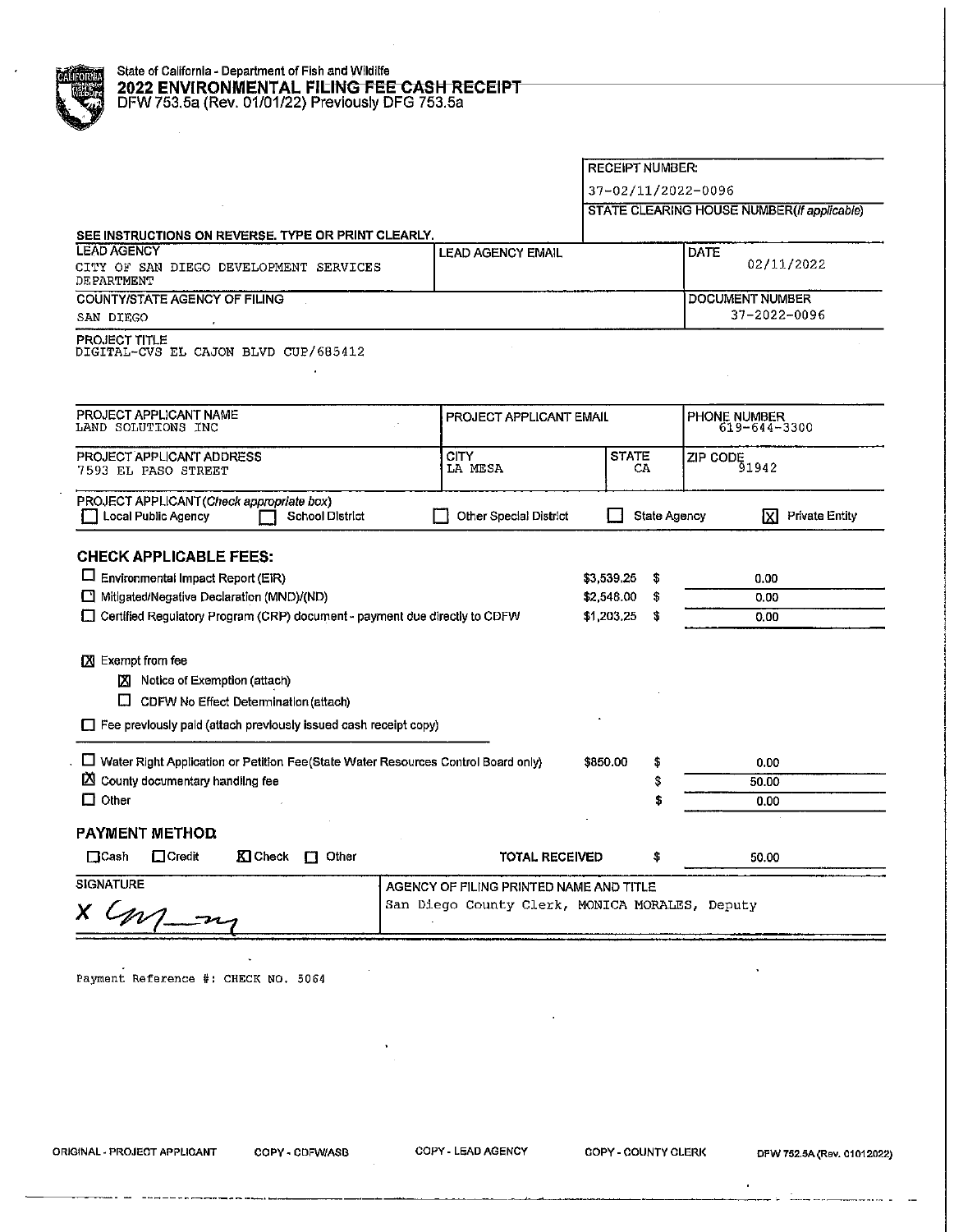State of California - Department of Fish and Wildlife

# 2022 ENVIRONMENTAL FILING FEE CASH RECEIPT

DFW 753.5a (Rev. 01/01/22) Previously DFG 753.5a

RECEIPT NUMBER:
37-02/11/2022-0096

STATE CLEARING HOUSE NUMBER(*If applicable*)

SEE INSTRUCTIONS ON REVERSE. TYPE OR PRINT CLEARLY.

| LEAD AGENCY | LEAD AGENCY EMAIL | DATE |
|---|---|---|
| CITY OF SAN DIEGO DEVELOPMENT SERVICES DEPARTMENT | | 02/11/2022 |

| COUNTY/STATE AGENCY OF FILING | DOCUMENT NUMBER |
|---|---|
| SAN DIEGO | 37-2022-0096 |

PROJECT TITLE
DIGITAL-CVS EL CAJON BLVD CUP/685412

| PROJECT APPLICANT NAME | PROJECT APPLICANT EMAIL | | PHONE NUMBER |
|---|---|---|---|
| LAND SOLUTIONS INC | | | 619-644-3300 |
| **PROJECT APPLICANT ADDRESS** | **CITY** | **STATE** | **ZIP CODE** |
| 7593 EL PASO STREET | LA MESA | CA | 91942 |

PROJECT APPLICANT (*Check appropriate box*)
☐ Local Public Agency ☐ School District ☐ Other Special District ☐ State Agency ☒ Private Entity

## CHECK APPLICABLE FEES:

| | | |
|---|---|---|
| ☐ Environmental Impact Report (EIR) | $3,539.25 | $ 0.00 |
| ☐ Mitigated/Negative Declaration (MND)/(ND) | $2,548.00 | $ 0.00 |
| ☐ Certified Regulatory Program (CRP) document - payment due directly to CDFW | $1,203.25 | $ 0.00 |

☒ Exempt from fee
- ☒ Notice of Exemption (attach)
- ☐ CDFW No Effect Determination (attach)

☐ Fee previously paid (attach previously issued cash receipt copy)

| | | |
|---|---|---|
| ☐ Water Right Application or Petition Fee (State Water Resources Control Board only) | $850.00 | $ 0.00 |
| ☒ County documentary handling fee | | $ 50.00 |
| ☐ Other | | $ 0.00 |

## PAYMENT METHOD:

☐ Cash ☐ Credit ☒ Check ☐ Other

**TOTAL RECEIVED** $ 50.00

| SIGNATURE | AGENCY OF FILING PRINTED NAME AND TITLE |
|---|---|
| X [signature] | San Diego County Clerk, MONICA MORALES, Deputy |

Payment Reference #: CHECK NO. 5064

ORIGINAL - PROJECT APPLICANT COPY - CDFW/ASB COPY - LEAD AGENCY COPY - COUNTY CLERK DFW 753.5A (Rev. 01012022)